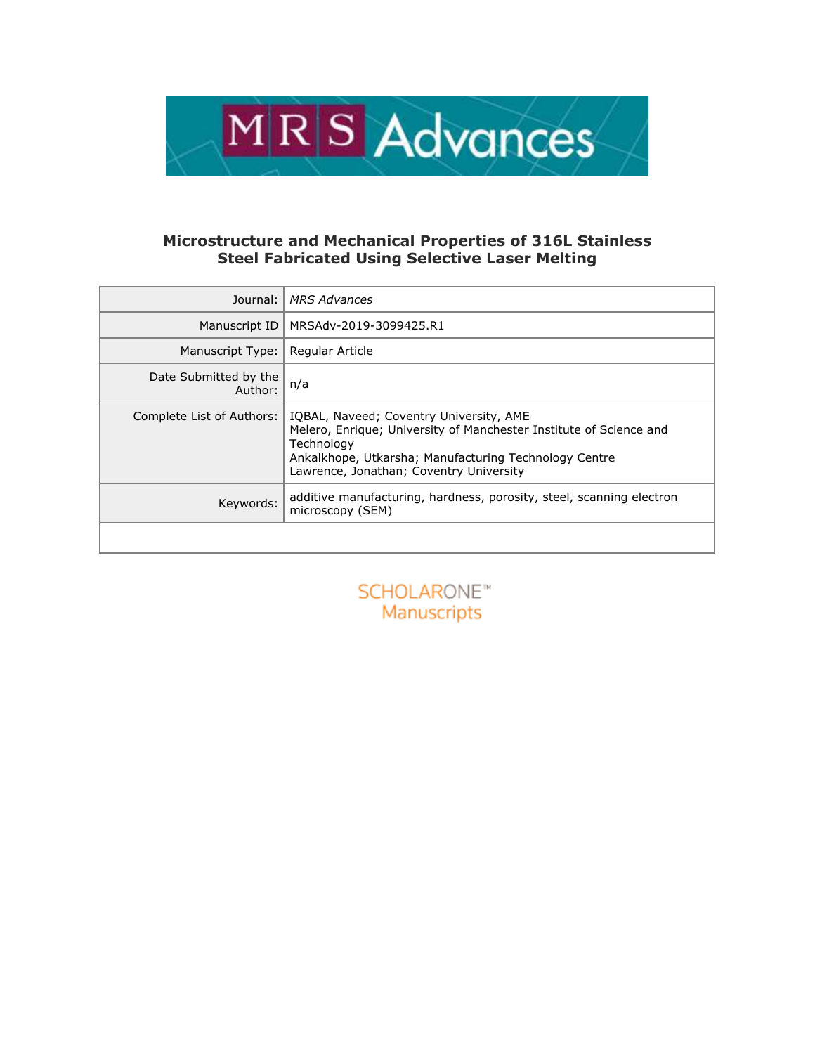# Microstructure and Mechanical Properties of 316L Stainless Steel Fabricated Using Selective Laser Melting

| | |
|---|---|
| Journal: | *MRS Advances* |
| Manuscript ID | MRSAdv-2019-3099425.R1 |
| Manuscript Type: | Regular Article |
| Date Submitted by the Author: | n/a |
| Complete List of Authors: | IQBAL, Naveed; Coventry University, AME<br>Melero, Enrique; University of Manchester Institute of Science and Technology<br>Ankalkhope, Utkarsha; Manufacturing Technology Centre<br>Lawrence, Jonathan; Coventry University |
| Keywords: | additive manufacturing, hardness, porosity, steel, scanning electron microscopy (SEM) |

SCHOLARONE™
Manuscripts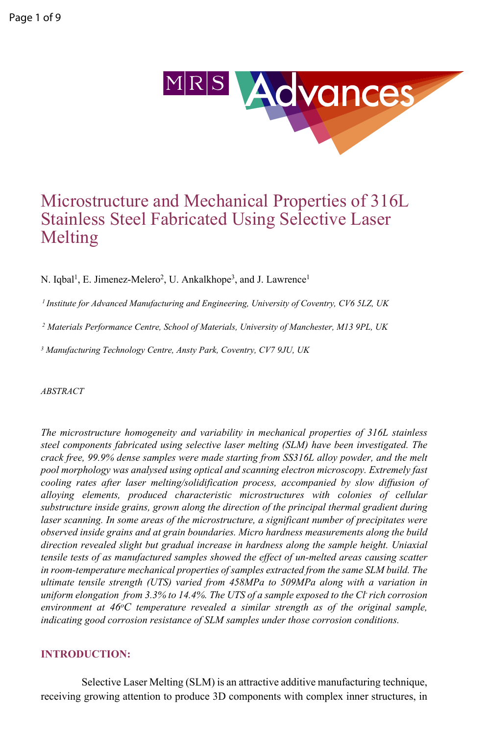# Microstructure and Mechanical Properties of 316L Stainless Steel Fabricated Using Selective Laser Melting

N. Iqbal[1], E. Jimenez-Melero[2], U. Ankalkhope[3], and J. Lawrence[1]

*[1] Institute for Advanced Manufacturing and Engineering, University of Coventry, CV6 5LZ, UK*

*[2] Materials Performance Centre, School of Materials, University of Manchester, M13 9PL, UK*

*[3] Manufacturing Technology Centre, Ansty Park, Coventry, CV7 9JU, UK*

*ABSTRACT*

*The microstructure homogeneity and variability in mechanical properties of 316L stainless steel components fabricated using selective laser melting (SLM) have been investigated. The crack free, 99.9% dense samples were made starting from SS316L alloy powder, and the melt pool morphology was analysed using optical and scanning electron microscopy. Extremely fast cooling rates after laser melting/solidification process, accompanied by slow diffusion of alloying elements, produced characteristic microstructures with colonies of cellular substructure inside grains, grown along the direction of the principal thermal gradient during laser scanning. In some areas of the microstructure, a significant number of precipitates were observed inside grains and at grain boundaries. Micro hardness measurements along the build direction revealed slight but gradual increase in hardness along the sample height. Uniaxial tensile tests of as manufactured samples showed the effect of un-melted areas causing scatter in room-temperature mechanical properties of samples extracted from the same SLM build. The ultimate tensile strength (UTS) varied from 458MPa to 509MPa along with a variation in uniform elongation from 3.3% to 14.4%. The UTS of a sample exposed to the $Cl^-$ rich corrosion environment at 46$^oC$ temperature revealed a similar strength as of the original sample, indicating good corrosion resistance of SLM samples under those corrosion conditions.*

## INTRODUCTION:

Selective Laser Melting (SLM) is an attractive additive manufacturing technique, receiving growing attention to produce 3D components with complex inner structures, in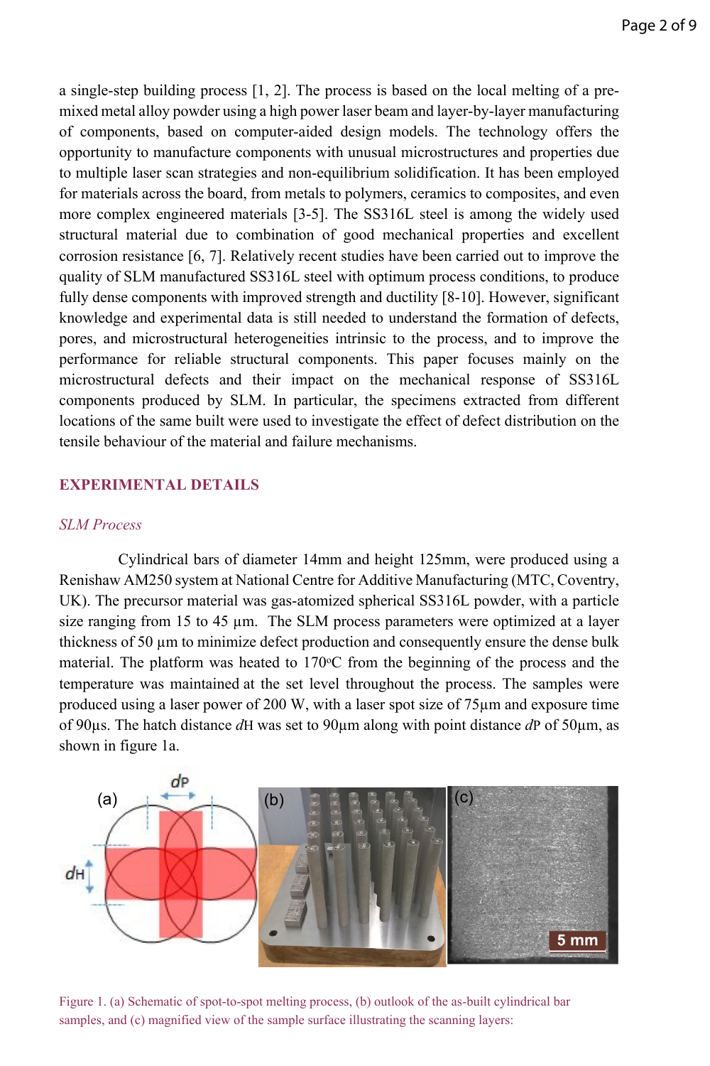a single-step building process [1, 2]. The process is based on the local melting of a pre-mixed metal alloy powder using a high power laser beam and layer-by-layer manufacturing of components, based on computer-aided design models. The technology offers the opportunity to manufacture components with unusual microstructures and properties due to multiple laser scan strategies and non-equilibrium solidification. It has been employed for materials across the board, from metals to polymers, ceramics to composites, and even more complex engineered materials [3-5]. The SS316L steel is among the widely used structural material due to combination of good mechanical properties and excellent corrosion resistance [6, 7]. Relatively recent studies have been carried out to improve the quality of SLM manufactured SS316L steel with optimum process conditions, to produce fully dense components with improved strength and ductility [8-10]. However, significant knowledge and experimental data is still needed to understand the formation of defects, pores, and microstructural heterogeneities intrinsic to the process, and to improve the performance for reliable structural components. This paper focuses mainly on the microstructural defects and their impact on the mechanical response of SS316L components produced by SLM. In particular, the specimens extracted from different locations of the same built were used to investigate the effect of defect distribution on the tensile behaviour of the material and failure mechanisms.

## EXPERIMENTAL DETAILS

### *SLM Process*

Cylindrical bars of diameter 14mm and height 125mm, were produced using a Renishaw AM250 system at National Centre for Additive Manufacturing (MTC, Coventry, UK). The precursor material was gas-atomized spherical SS316L powder, with a particle size ranging from 15 to 45 µm. The SLM process parameters were optimized at a layer thickness of 50 µm to minimize defect production and consequently ensure the dense bulk material. The platform was heated to 170°C from the beginning of the process and the temperature was maintained at the set level throughout the process. The samples were produced using a laser power of 200 W, with a laser spot size of 75µm and exposure time of 90µs. The hatch distance $d_H$ was set to 90µm along with point distance $d_P$ of 50µm, as shown in figure 1a.

Figure 1. (a) Schematic of spot-to-spot melting process, (b) outlook of the as-built cylindrical bar samples, and (c) magnified view of the sample surface illustrating the scanning layers: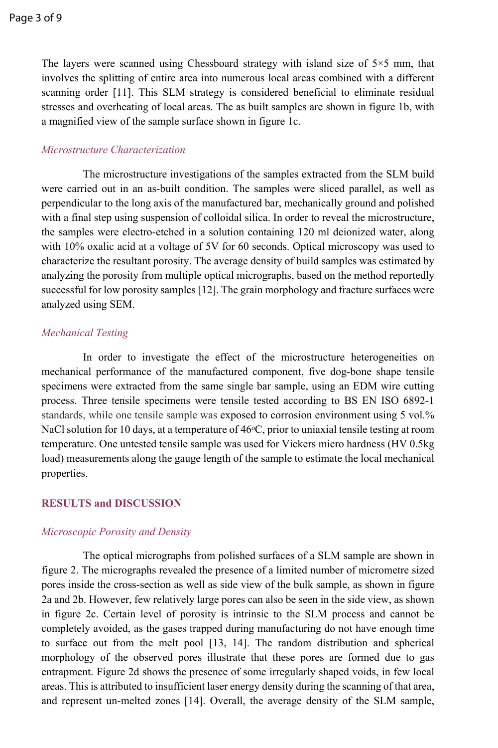The layers were scanned using Chessboard strategy with island size of 5×5 mm, that involves the splitting of entire area into numerous local areas combined with a different scanning order [11]. This SLM strategy is considered beneficial to eliminate residual stresses and overheating of local areas. The as built samples are shown in figure 1b, with a magnified view of the sample surface shown in figure 1c.

### *Microstructure Characterization*

The microstructure investigations of the samples extracted from the SLM build were carried out in an as-built condition. The samples were sliced parallel, as well as perpendicular to the long axis of the manufactured bar, mechanically ground and polished with a final step using suspension of colloidal silica. In order to reveal the microstructure, the samples were electro-etched in a solution containing 120 ml deionized water, along with 10% oxalic acid at a voltage of 5V for 60 seconds. Optical microscopy was used to characterize the resultant porosity. The average density of build samples was estimated by analyzing the porosity from multiple optical micrographs, based on the method reportedly successful for low porosity samples [12]. The grain morphology and fracture surfaces were analyzed using SEM.

### *Mechanical Testing*

In order to investigate the effect of the microstructure heterogeneities on mechanical performance of the manufactured component, five dog-bone shape tensile specimens were extracted from the same single bar sample, using an EDM wire cutting process. Three tensile specimens were tensile tested according to BS EN ISO 6892-1 standards, while one tensile sample was exposed to corrosion environment using 5 vol.% NaCl solution for 10 days, at a temperature of 46$^{o}$C, prior to uniaxial tensile testing at room temperature. One untested tensile sample was used for Vickers micro hardness (HV 0.5kg load) measurements along the gauge length of the sample to estimate the local mechanical properties.

## RESULTS and DISCUSSION

### *Microscopic Porosity and Density*

The optical micrographs from polished surfaces of a SLM sample are shown in figure 2. The micrographs revealed the presence of a limited number of micrometre sized pores inside the cross-section as well as side view of the bulk sample, as shown in figure 2a and 2b. However, few relatively large pores can also be seen in the side view, as shown in figure 2c. Certain level of porosity is intrinsic to the SLM process and cannot be completely avoided, as the gases trapped during manufacturing do not have enough time to surface out from the melt pool [13, 14]. The random distribution and spherical morphology of the observed pores illustrate that these pores are formed due to gas entrapment. Figure 2d shows the presence of some irregularly shaped voids, in few local areas. This is attributed to insufficient laser energy density during the scanning of that area, and represent un-melted zones [14]. Overall, the average density of the SLM sample,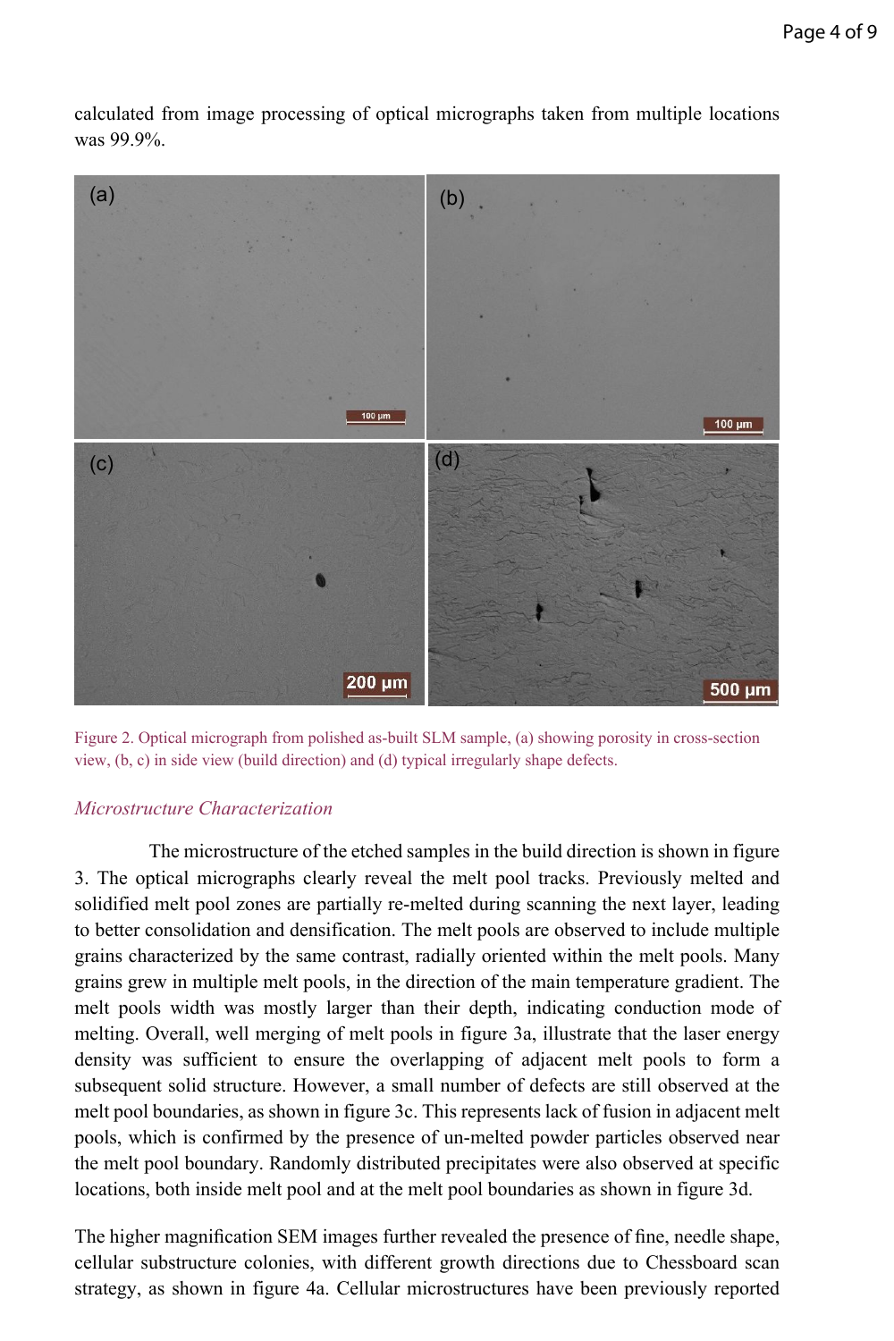calculated from image processing of optical micrographs taken from multiple locations was 99.9%.

Figure 2. Optical micrograph from polished as-built SLM sample, (a) showing porosity in cross-section view, (b, c) in side view (build direction) and (d) typical irregularly shape defects.

### *Microstructure Characterization*

The microstructure of the etched samples in the build direction is shown in figure 3. The optical micrographs clearly reveal the melt pool tracks. Previously melted and solidified melt pool zones are partially re-melted during scanning the next layer, leading to better consolidation and densification. The melt pools are observed to include multiple grains characterized by the same contrast, radially oriented within the melt pools. Many grains grew in multiple melt pools, in the direction of the main temperature gradient. The melt pools width was mostly larger than their depth, indicating conduction mode of melting. Overall, well merging of melt pools in figure 3a, illustrate that the laser energy density was sufficient to ensure the overlapping of adjacent melt pools to form a subsequent solid structure. However, a small number of defects are still observed at the melt pool boundaries, as shown in figure 3c. This represents lack of fusion in adjacent melt pools, which is confirmed by the presence of un-melted powder particles observed near the melt pool boundary. Randomly distributed precipitates were also observed at specific locations, both inside melt pool and at the melt pool boundaries as shown in figure 3d.

The higher magnification SEM images further revealed the presence of fine, needle shape, cellular substructure colonies, with different growth directions due to Chessboard scan strategy, as shown in figure 4a. Cellular microstructures have been previously reported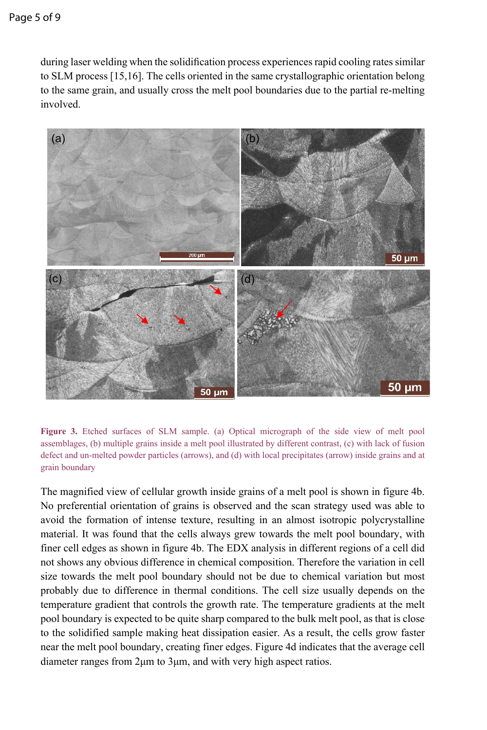during laser welding when the solidification process experiences rapid cooling rates similar to SLM process [15,16]. The cells oriented in the same crystallographic orientation belong to the same grain, and usually cross the melt pool boundaries due to the partial re-melting involved.

**Figure 3.** Etched surfaces of SLM sample. (a) Optical micrograph of the side view of melt pool assemblages, (b) multiple grains inside a melt pool illustrated by different contrast, (c) with lack of fusion defect and un-melted powder particles (arrows), and (d) with local precipitates (arrow) inside grains and at grain boundary

The magnified view of cellular growth inside grains of a melt pool is shown in figure 4b. No preferential orientation of grains is observed and the scan strategy used was able to avoid the formation of intense texture, resulting in an almost isotropic polycrystalline material. It was found that the cells always grew towards the melt pool boundary, with finer cell edges as shown in figure 4b. The EDX analysis in different regions of a cell did not shows any obvious difference in chemical composition. Therefore the variation in cell size towards the melt pool boundary should not be due to chemical variation but most probably due to difference in thermal conditions. The cell size usually depends on the temperature gradient that controls the growth rate. The temperature gradients at the melt pool boundary is expected to be quite sharp compared to the bulk melt pool, as that is close to the solidified sample making heat dissipation easier. As a result, the cells grow faster near the melt pool boundary, creating finer edges. Figure 4d indicates that the average cell diameter ranges from 2μm to 3μm, and with very high aspect ratios.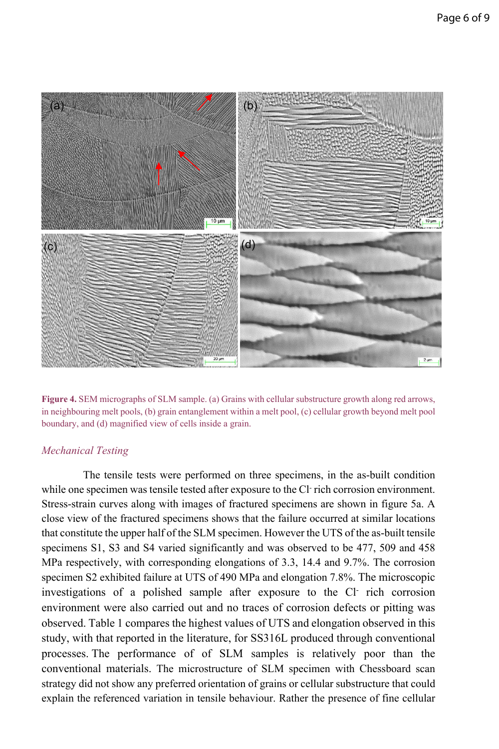**Figure 4.** SEM micrographs of SLM sample. (a) Grains with cellular substructure growth along red arrows, in neighbouring melt pools, (b) grain entanglement within a melt pool, (c) cellular growth beyond melt pool boundary, and (d) magnified view of cells inside a grain.

*Mechanical Testing*

The tensile tests were performed on three specimens, in the as-built condition while one specimen was tensile tested after exposure to the $Cl^-$ rich corrosion environment. Stress-strain curves along with images of fractured specimens are shown in figure 5a. A close view of the fractured specimens shows that the failure occurred at similar locations that constitute the upper half of the SLM specimen. However the UTS of the as-built tensile specimens S1, S3 and S4 varied significantly and was observed to be 477, 509 and 458 MPa respectively, with corresponding elongations of 3.3, 14.4 and 9.7%. The corrosion specimen S2 exhibited failure at UTS of 490 MPa and elongation 7.8%. The microscopic investigations of a polished sample after exposure to the $Cl^-$ rich corrosion environment were also carried out and no traces of corrosion defects or pitting was observed. Table 1 compares the highest values of UTS and elongation observed in this study, with that reported in the literature, for SS316L produced through conventional processes. The performance of of SLM samples is relatively poor than the conventional materials. The microstructure of SLM specimen with Chessboard scan strategy did not show any preferred orientation of grains or cellular substructure that could explain the referenced variation in tensile behaviour. Rather the presence of fine cellular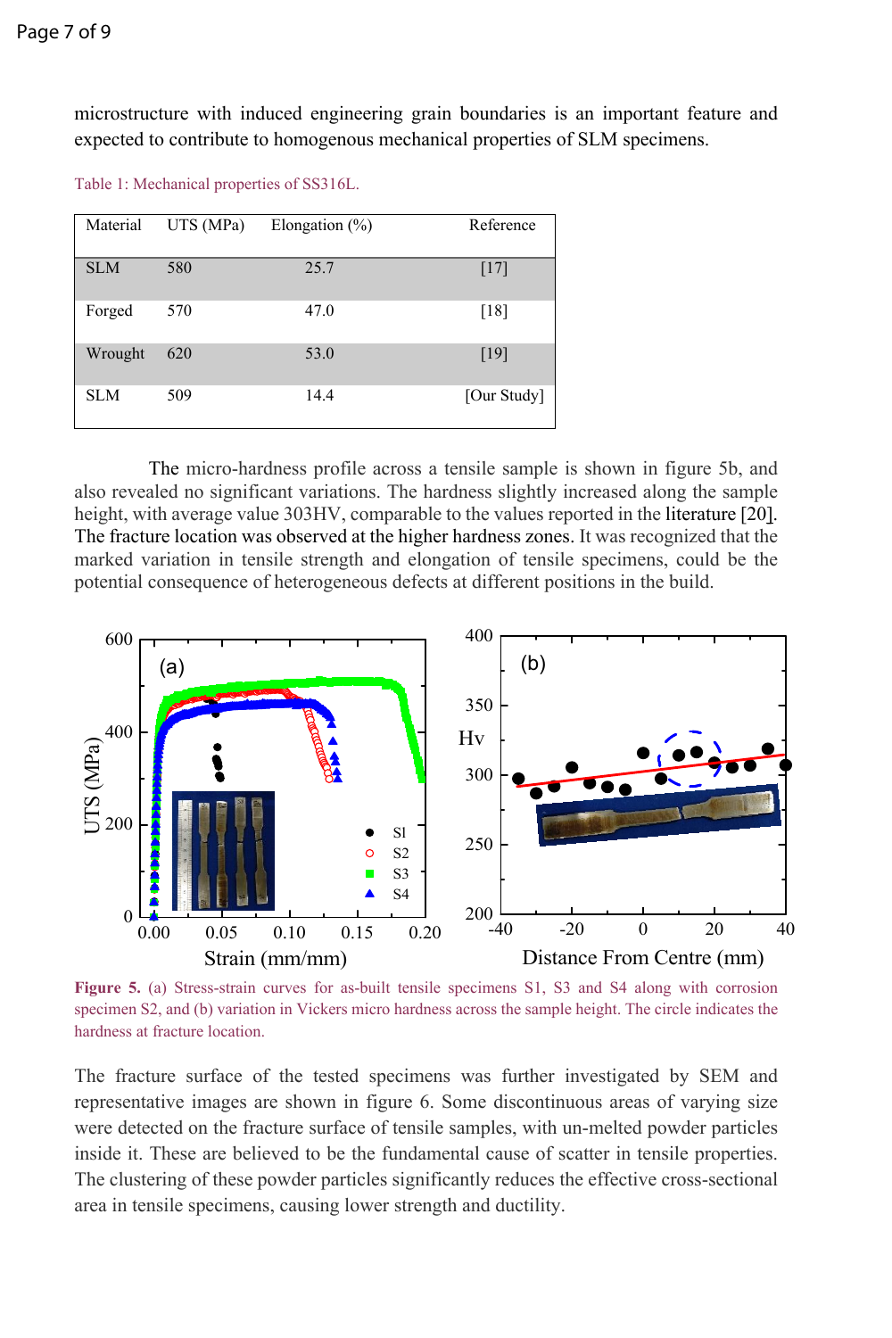microstructure with induced engineering grain boundaries is an important feature and expected to contribute to homogenous mechanical properties of SLM specimens.

Table 1: Mechanical properties of SS316L.

| Material | UTS (MPa) | Elongation (%) | Reference |
|---|---|---|---|
| SLM | 580 | 25.7 | [17] |
| Forged | 570 | 47.0 | [18] |
| Wrought | 620 | 53.0 | [19] |
| SLM | 509 | 14.4 | [Our Study] |

The micro-hardness profile across a tensile sample is shown in figure 5b, and also revealed no significant variations. The hardness slightly increased along the sample height, with average value 303HV, comparable to the values reported in the literature [20]. The fracture location was observed at the higher hardness zones. It was recognized that the marked variation in tensile strength and elongation of tensile specimens, could be the potential consequence of heterogeneous defects at different positions in the build.

**Figure 5.** (a) Stress-strain curves for as-built tensile specimens S1, S3 and S4 along with corrosion specimen S2, and (b) variation in Vickers micro hardness across the sample height. The circle indicates the hardness at fracture location.

The fracture surface of the tested specimens was further investigated by SEM and representative images are shown in figure 6. Some discontinuous areas of varying size were detected on the fracture surface of tensile samples, with un-melted powder particles inside it. These are believed to be the fundamental cause of scatter in tensile properties. The clustering of these powder particles significantly reduces the effective cross-sectional area in tensile specimens, causing lower strength and ductility.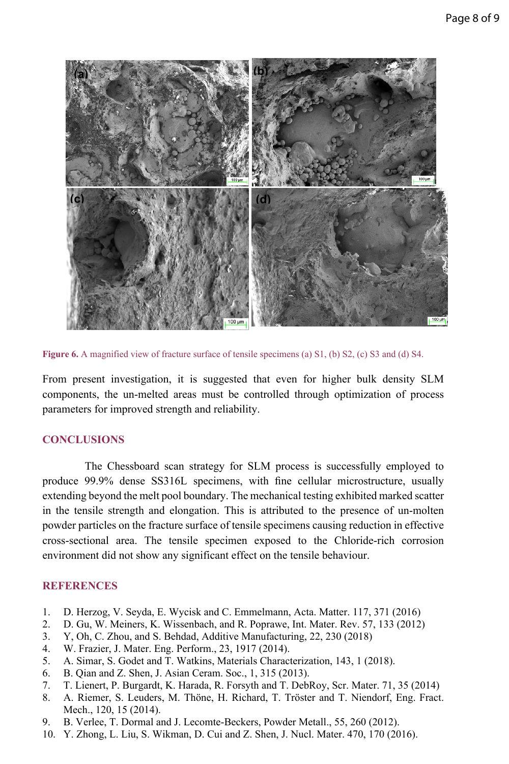**Figure 6.** A magnified view of fracture surface of tensile specimens (a) S1, (b) S2, (c) S3 and (d) S4.

From present investigation, it is suggested that even for higher bulk density SLM components, the un-melted areas must be controlled through optimization of process parameters for improved strength and reliability.

## CONCLUSIONS

The Chessboard scan strategy for SLM process is successfully employed to produce 99.9% dense SS316L specimens, with fine cellular microstructure, usually extending beyond the melt pool boundary. The mechanical testing exhibited marked scatter in the tensile strength and elongation. This is attributed to the presence of un-molten powder particles on the fracture surface of tensile specimens causing reduction in effective cross-sectional area. The tensile specimen exposed to the Chloride-rich corrosion environment did not show any significant effect on the tensile behaviour.

## REFERENCES

1. D. Herzog, V. Seyda, E. Wycisk and C. Emmelmann, Acta. Matter. 117, 371 (2016)
2. D. Gu, W. Meiners, K. Wissenbach, and R. Poprawe, Int. Mater. Rev. 57, 133 (2012)
3. Y, Oh, C. Zhou, and S. Behdad, Additive Manufacturing, 22, 230 (2018)
4. W. Frazier, J. Mater. Eng. Perform., 23, 1917 (2014).
5. A. Simar, S. Godet and T. Watkins, Materials Characterization, 143, 1 (2018).
6. B. Qian and Z. Shen, J. Asian Ceram. Soc., 1, 315 (2013).
7. T. Lienert, P. Burgardt, K. Harada, R. Forsyth and T. DebRoy, Scr. Mater. 71, 35 (2014)
8. A. Riemer, S. Leuders, M. Thöne, H. Richard, T. Tröster and T. Niendorf, Eng. Fract. Mech., 120, 15 (2014).
9. B. Verlee, T. Dormal and J. Lecomte-Beckers, Powder Metall., 55, 260 (2012).
10. Y. Zhong, L. Liu, S. Wikman, D. Cui and Z. Shen, J. Nucl. Mater. 470, 170 (2016).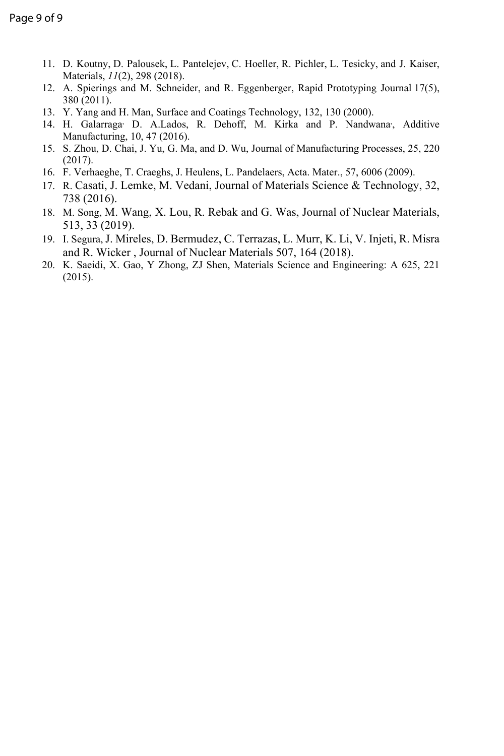11. D. Koutny, D. Palousek, L. Pantelejev, C. Hoeller, R. Pichler, L. Tesicky, and J. Kaiser, Materials, *11*(2), 298 (2018).
12. A. Spierings and M. Schneider, and R. Eggenberger, Rapid Prototyping Journal 17(5), 380 (2011).
13. Y. Yang and H. Man, Surface and Coatings Technology, 132, 130 (2000).
14. H. Galarraga, D. A.Lados, R. Dehoff, M. Kirka and P. Nandwana, Additive Manufacturing, 10, 47 (2016).
15. S. Zhou, D. Chai, J. Yu, G. Ma, and D. Wu, Journal of Manufacturing Processes, 25, 220 (2017).
16. F. Verhaeghe, T. Craeghs, J. Heulens, L. Pandelaers, Acta. Mater., 57, 6006 (2009).
17. R. Casati, J. Lemke, M. Vedani, Journal of Materials Science & Technology, 32, 738 (2016).
18. M. Song, M. Wang, X. Lou, R. Rebak and G. Was, Journal of Nuclear Materials, 513, 33 (2019).
19. I. Segura, J. Mireles, D. Bermudez, C. Terrazas, L. Murr, K. Li, V. Injeti, R. Misra and R. Wicker , Journal of Nuclear Materials 507, 164 (2018).
20. K. Saeidi, X. Gao, Y Zhong, ZJ Shen, Materials Science and Engineering: A 625, 221 (2015).